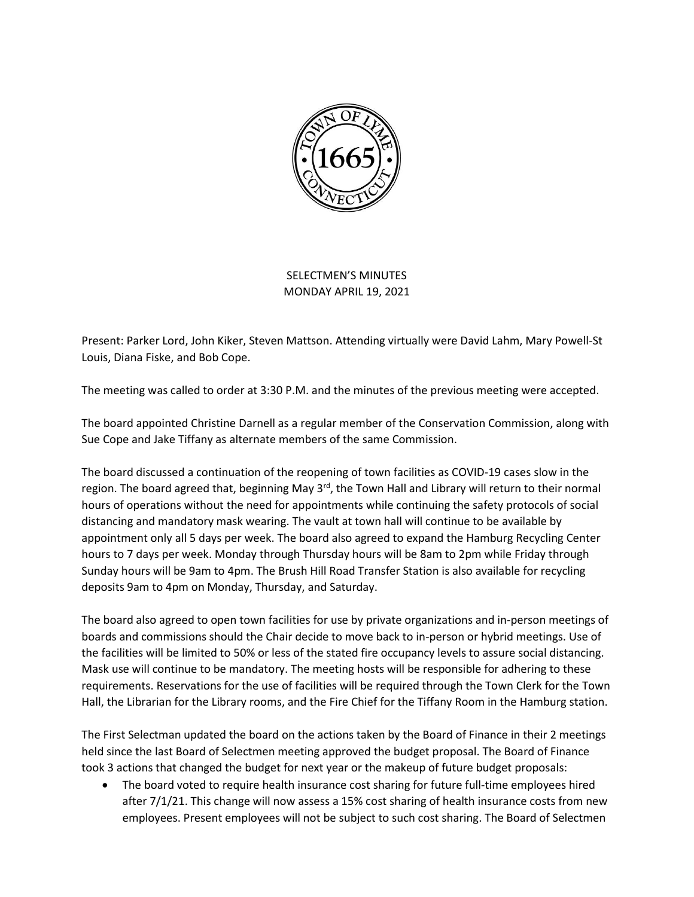SELECTMEN'S MINUTES
MONDAY APRIL 19, 2021

Present: Parker Lord, John Kiker, Steven Mattson. Attending virtually were David Lahm, Mary Powell-St Louis, Diana Fiske, and Bob Cope.

The meeting was called to order at 3:30 P.M. and the minutes of the previous meeting were accepted.

The board appointed Christine Darnell as a regular member of the Conservation Commission, along with Sue Cope and Jake Tiffany as alternate members of the same Commission.

The board discussed a continuation of the reopening of town facilities as COVID-19 cases slow in the region. The board agreed that, beginning May 3rd, the Town Hall and Library will return to their normal hours of operations without the need for appointments while continuing the safety protocols of social distancing and mandatory mask wearing. The vault at town hall will continue to be available by appointment only all 5 days per week. The board also agreed to expand the Hamburg Recycling Center hours to 7 days per week. Monday through Thursday hours will be 8am to 2pm while Friday through Sunday hours will be 9am to 4pm. The Brush Hill Road Transfer Station is also available for recycling deposits 9am to 4pm on Monday, Thursday, and Saturday.

The board also agreed to open town facilities for use by private organizations and in-person meetings of boards and commissions should the Chair decide to move back to in-person or hybrid meetings. Use of the facilities will be limited to 50% or less of the stated fire occupancy levels to assure social distancing. Mask use will continue to be mandatory. The meeting hosts will be responsible for adhering to these requirements. Reservations for the use of facilities will be required through the Town Clerk for the Town Hall, the Librarian for the Library rooms, and the Fire Chief for the Tiffany Room in the Hamburg station.

The First Selectman updated the board on the actions taken by the Board of Finance in their 2 meetings held since the last Board of Selectmen meeting approved the budget proposal. The Board of Finance took 3 actions that changed the budget for next year or the makeup of future budget proposals:

- The board voted to require health insurance cost sharing for future full-time employees hired after 7/1/21. This change will now assess a 15% cost sharing of health insurance costs from new employees. Present employees will not be subject to such cost sharing. The Board of Selectmen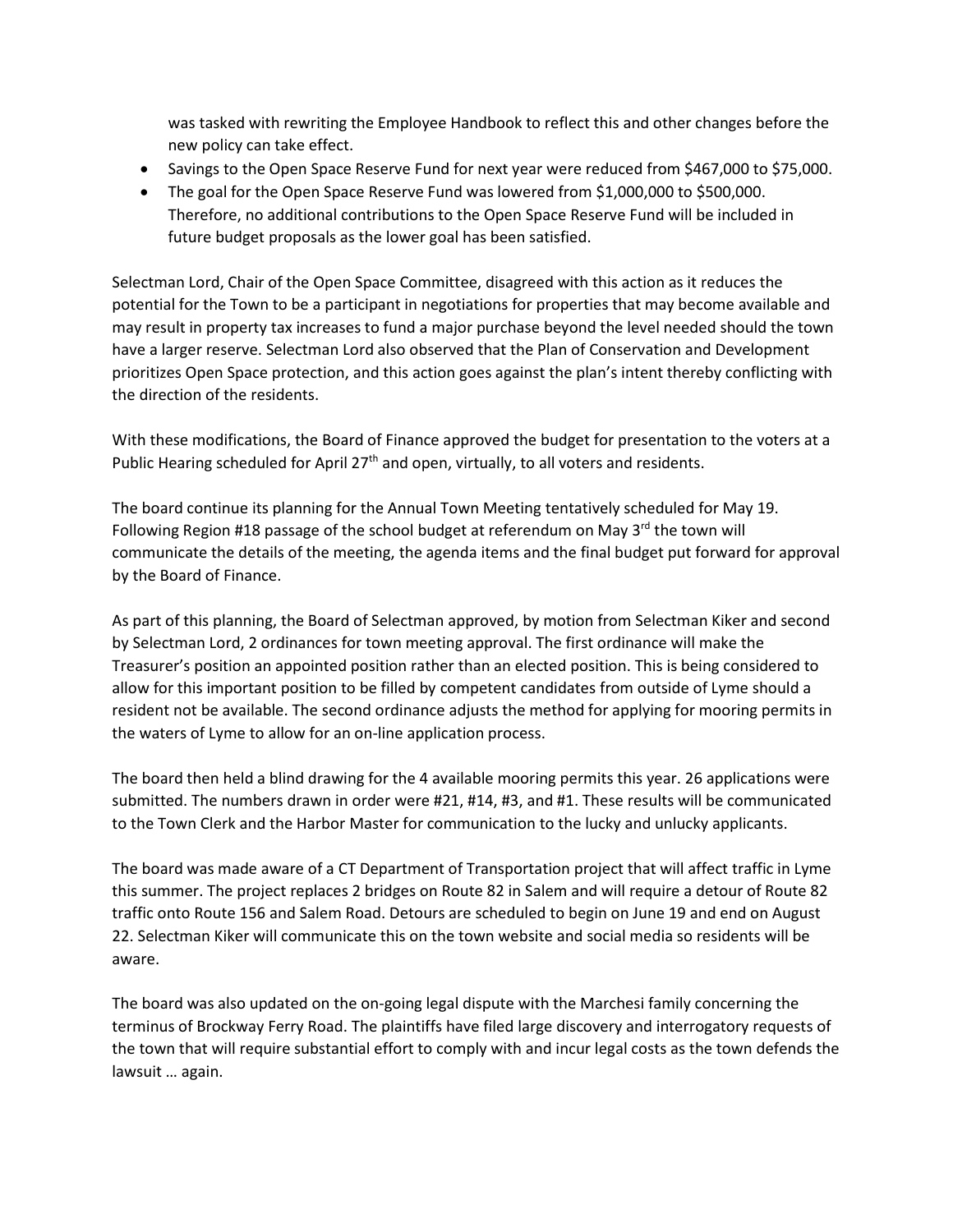was tasked with rewriting the Employee Handbook to reflect this and other changes before the new policy can take effect.

- Savings to the Open Space Reserve Fund for next year were reduced from $467,000 to $75,000.
- The goal for the Open Space Reserve Fund was lowered from $1,000,000 to $500,000. Therefore, no additional contributions to the Open Space Reserve Fund will be included in future budget proposals as the lower goal has been satisfied.

Selectman Lord, Chair of the Open Space Committee, disagreed with this action as it reduces the potential for the Town to be a participant in negotiations for properties that may become available and may result in property tax increases to fund a major purchase beyond the level needed should the town have a larger reserve. Selectman Lord also observed that the Plan of Conservation and Development prioritizes Open Space protection, and this action goes against the plan's intent thereby conflicting with the direction of the residents.

With these modifications, the Board of Finance approved the budget for presentation to the voters at a Public Hearing scheduled for April 27th and open, virtually, to all voters and residents.

The board continue its planning for the Annual Town Meeting tentatively scheduled for May 19. Following Region #18 passage of the school budget at referendum on May 3rd the town will communicate the details of the meeting, the agenda items and the final budget put forward for approval by the Board of Finance.

As part of this planning, the Board of Selectman approved, by motion from Selectman Kiker and second by Selectman Lord, 2 ordinances for town meeting approval. The first ordinance will make the Treasurer's position an appointed position rather than an elected position. This is being considered to allow for this important position to be filled by competent candidates from outside of Lyme should a resident not be available. The second ordinance adjusts the method for applying for mooring permits in the waters of Lyme to allow for an on-line application process.

The board then held a blind drawing for the 4 available mooring permits this year. 26 applications were submitted. The numbers drawn in order were #21, #14, #3, and #1. These results will be communicated to the Town Clerk and the Harbor Master for communication to the lucky and unlucky applicants.

The board was made aware of a CT Department of Transportation project that will affect traffic in Lyme this summer. The project replaces 2 bridges on Route 82 in Salem and will require a detour of Route 82 traffic onto Route 156 and Salem Road. Detours are scheduled to begin on June 19 and end on August 22. Selectman Kiker will communicate this on the town website and social media so residents will be aware.

The board was also updated on the on-going legal dispute with the Marchesi family concerning the terminus of Brockway Ferry Road. The plaintiffs have filed large discovery and interrogatory requests of the town that will require substantial effort to comply with and incur legal costs as the town defends the lawsuit … again.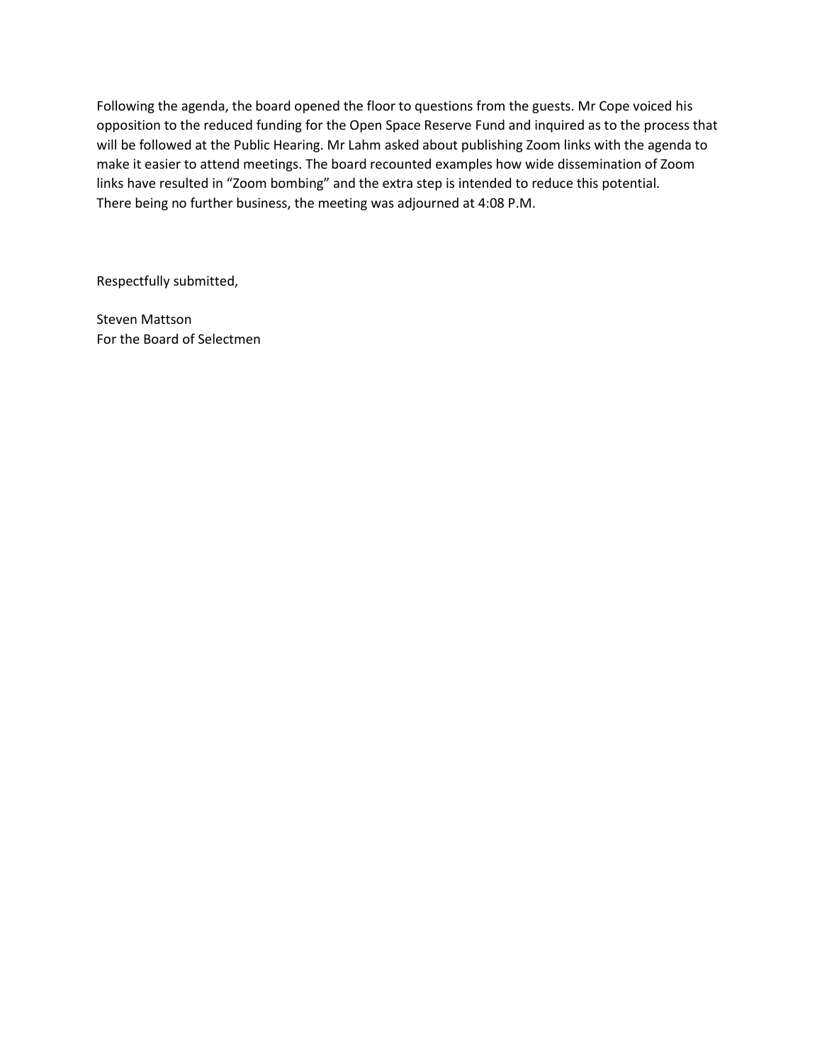Following the agenda, the board opened the floor to questions from the guests. Mr Cope voiced his opposition to the reduced funding for the Open Space Reserve Fund and inquired as to the process that will be followed at the Public Hearing. Mr Lahm asked about publishing Zoom links with the agenda to make it easier to attend meetings. The board recounted examples how wide dissemination of Zoom links have resulted in "Zoom bombing" and the extra step is intended to reduce this potential.
There being no further business, the meeting was adjourned at 4:08 P.M.

Respectfully submitted,

Steven Mattson
For the Board of Selectmen